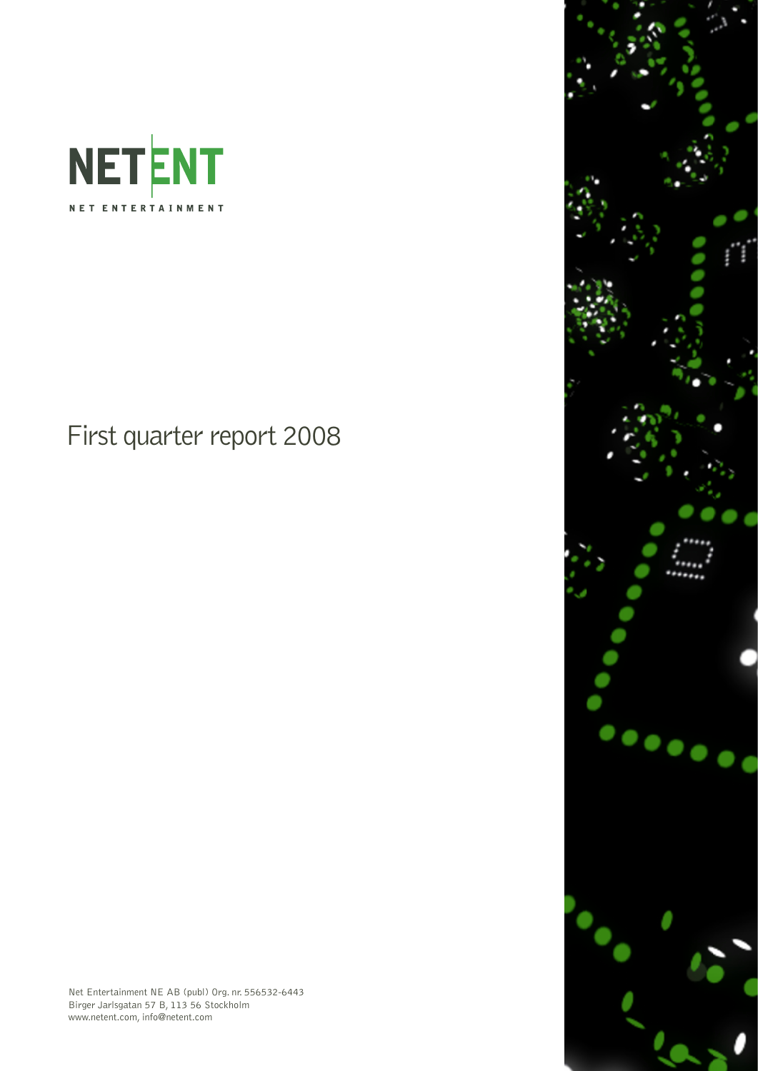NETENT

NET ENTERTAINMENT

# First quarter report 2008

Net Entertainment NE AB (publ) Org. nr. 556532-6443
Birger Jarlsgatan 57 B, 113 56 Stockholm
www.netent.com, info@netent.com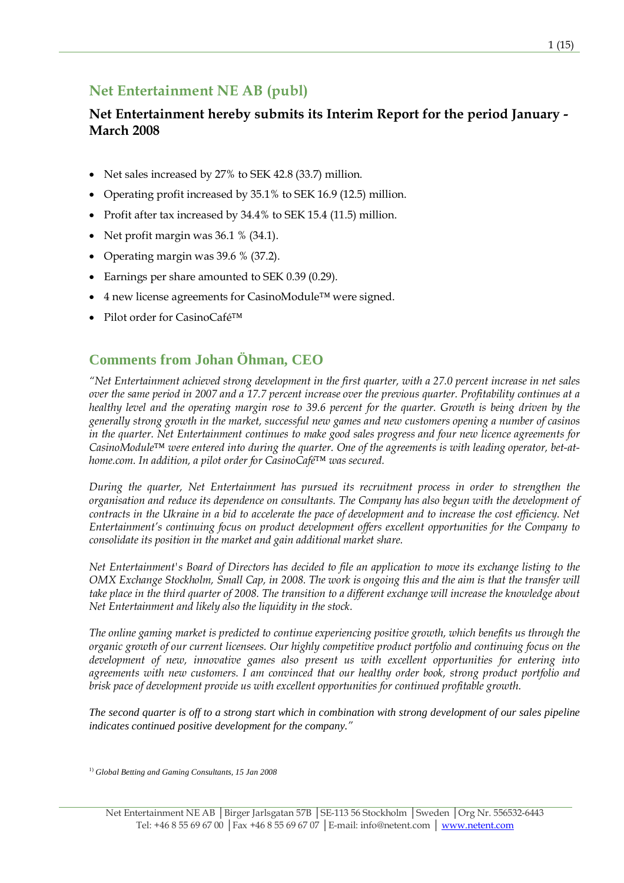## Net Entertainment NE AB (publ)

### Net Entertainment hereby submits its Interim Report for the period January - March 2008

- Net sales increased by 27% to SEK 42.8 (33.7) million.
- Operating profit increased by 35.1% to SEK 16.9 (12.5) million.
- Profit after tax increased by 34.4% to SEK 15.4 (11.5) million.
- Net profit margin was 36.1 % (34.1).
- Operating margin was 39.6 % (37.2).
- Earnings per share amounted to SEK 0.39 (0.29).
- 4 new license agreements for CasinoModule™ were signed.
- Pilot order for CasinoCafé™

## Comments from Johan Öhman, CEO

*"Net Entertainment achieved strong development in the first quarter, with a 27.0 percent increase in net sales over the same period in 2007 and a 17.7 percent increase over the previous quarter. Profitability continues at a healthy level and the operating margin rose to 39.6 percent for the quarter. Growth is being driven by the generally strong growth in the market, successful new games and new customers opening a number of casinos in the quarter. Net Entertainment continues to make good sales progress and four new licence agreements for CasinoModule™ were entered into during the quarter. One of the agreements is with leading operator, bet-at-home.com. In addition, a pilot order for CasinoCafé™ was secured.*

*During the quarter, Net Entertainment has pursued its recruitment process in order to strengthen the organisation and reduce its dependence on consultants. The Company has also begun with the development of contracts in the Ukraine in a bid to accelerate the pace of development and to increase the cost efficiency. Net Entertainment's continuing focus on product development offers excellent opportunities for the Company to consolidate its position in the market and gain additional market share.*

*Net Entertainment's Board of Directors has decided to file an application to move its exchange listing to the OMX Exchange Stockholm, Small Cap, in 2008. The work is ongoing this and the aim is that the transfer will take place in the third quarter of 2008. The transition to a different exchange will increase the knowledge about Net Entertainment and likely also the liquidity in the stock.*

*The online gaming market is predicted to continue experiencing positive growth, which benefits us through the organic growth of our current licensees. Our highly competitive product portfolio and continuing focus on the development of new, innovative games also present us with excellent opportunities for entering into agreements with new customers. I am convinced that our healthy order book, strong product portfolio and brisk pace of development provide us with excellent opportunities for continued profitable growth.*

*The second quarter is off to a strong start which in combination with strong development of our sales pipeline indicates continued positive development for the company."*

[1)] *Global Betting and Gaming Consultants, 15 Jan 2008*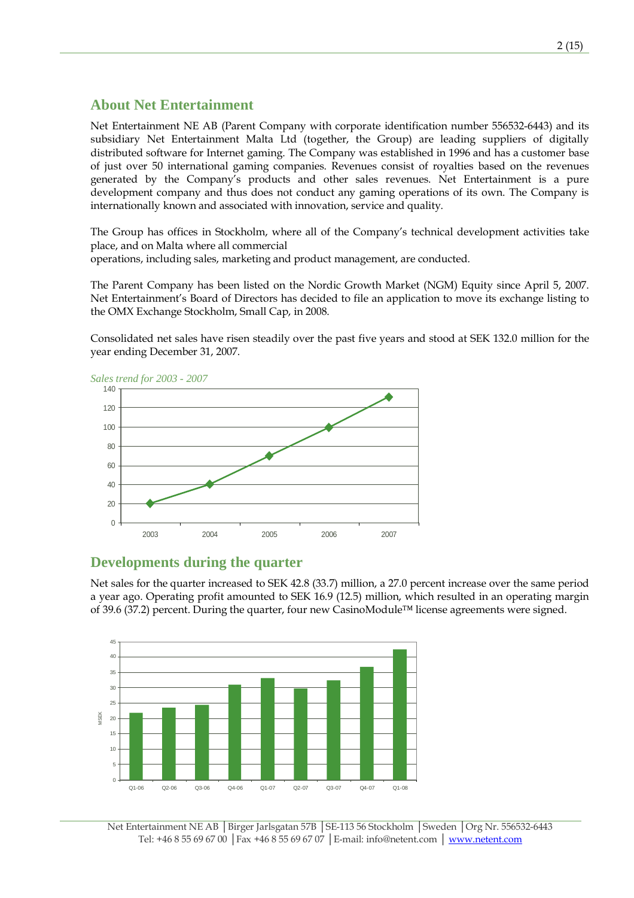## About Net Entertainment

Net Entertainment NE AB (Parent Company with corporate identification number 556532-6443) and its subsidiary Net Entertainment Malta Ltd (together, the Group) are leading suppliers of digitally distributed software for Internet gaming. The Company was established in 1996 and has a customer base of just over 50 international gaming companies. Revenues consist of royalties based on the revenues generated by the Company's products and other sales revenues. Net Entertainment is a pure development company and thus does not conduct any gaming operations of its own. The Company is internationally known and associated with innovation, service and quality.

The Group has offices in Stockholm, where all of the Company's technical development activities take place, and on Malta where all commercial operations, including sales, marketing and product management, are conducted.

The Parent Company has been listed on the Nordic Growth Market (NGM) Equity since April 5, 2007. Net Entertainment's Board of Directors has decided to file an application to move its exchange listing to the OMX Exchange Stockholm, Small Cap, in 2008.

Consolidated net sales have risen steadily over the past five years and stood at SEK 132.0 million for the year ending December 31, 2007.

*Sales trend for 2003 - 2007*

## Developments during the quarter

Net sales for the quarter increased to SEK 42.8 (33.7) million, a 27.0 percent increase over the same period a year ago. Operating profit amounted to SEK 16.9 (12.5) million, which resulted in an operating margin of 39.6 (37.2) percent. During the quarter, four new CasinoModule™ license agreements were signed.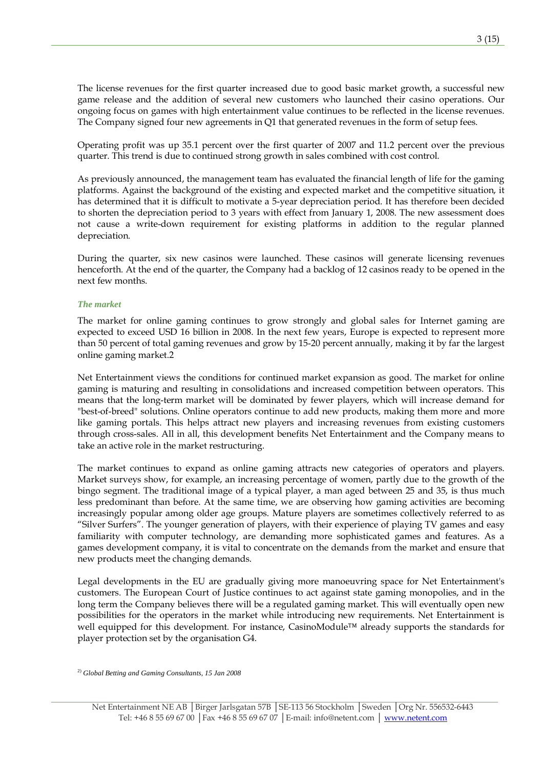The license revenues for the first quarter increased due to good basic market growth, a successful new game release and the addition of several new customers who launched their casino operations. Our ongoing focus on games with high entertainment value continues to be reflected in the license revenues. The Company signed four new agreements in Q1 that generated revenues in the form of setup fees.

Operating profit was up 35.1 percent over the first quarter of 2007 and 11.2 percent over the previous quarter. This trend is due to continued strong growth in sales combined with cost control.

As previously announced, the management team has evaluated the financial length of life for the gaming platforms. Against the background of the existing and expected market and the competitive situation, it has determined that it is difficult to motivate a 5-year depreciation period. It has therefore been decided to shorten the depreciation period to 3 years with effect from January 1, 2008. The new assessment does not cause a write-down requirement for existing platforms in addition to the regular planned depreciation.

During the quarter, six new casinos were launched. These casinos will generate licensing revenues henceforth. At the end of the quarter, the Company had a backlog of 12 casinos ready to be opened in the next few months.

### *The market*

The market for online gaming continues to grow strongly and global sales for Internet gaming are expected to exceed USD 16 billion in 2008. In the next few years, Europe is expected to represent more than 50 percent of total gaming revenues and grow by 15-20 percent annually, making it by far the largest online gaming market.[2]

Net Entertainment views the conditions for continued market expansion as good. The market for online gaming is maturing and resulting in consolidations and increased competition between operators. This means that the long-term market will be dominated by fewer players, which will increase demand for "best-of-breed" solutions. Online operators continue to add new products, making them more and more like gaming portals. This helps attract new players and increasing revenues from existing customers through cross-sales. All in all, this development benefits Net Entertainment and the Company means to take an active role in the market restructuring.

The market continues to expand as online gaming attracts new categories of operators and players. Market surveys show, for example, an increasing percentage of women, partly due to the growth of the bingo segment. The traditional image of a typical player, a man aged between 25 and 35, is thus much less predominant than before. At the same time, we are observing how gaming activities are becoming increasingly popular among older age groups. Mature players are sometimes collectively referred to as "Silver Surfers". The younger generation of players, with their experience of playing TV games and easy familiarity with computer technology, are demanding more sophisticated games and features. As a games development company, it is vital to concentrate on the demands from the market and ensure that new products meet the changing demands.

Legal developments in the EU are gradually giving more manoeuvring space for Net Entertainment's customers. The European Court of Justice continues to act against state gaming monopolies, and in the long term the Company believes there will be a regulated gaming market. This will eventually open new possibilities for the operators in the market while introducing new requirements. Net Entertainment is well equipped for this development. For instance, CasinoModule™ already supports the standards for player protection set by the organisation G4.

[2] *Global Betting and Gaming Consultants, 15 Jan 2008*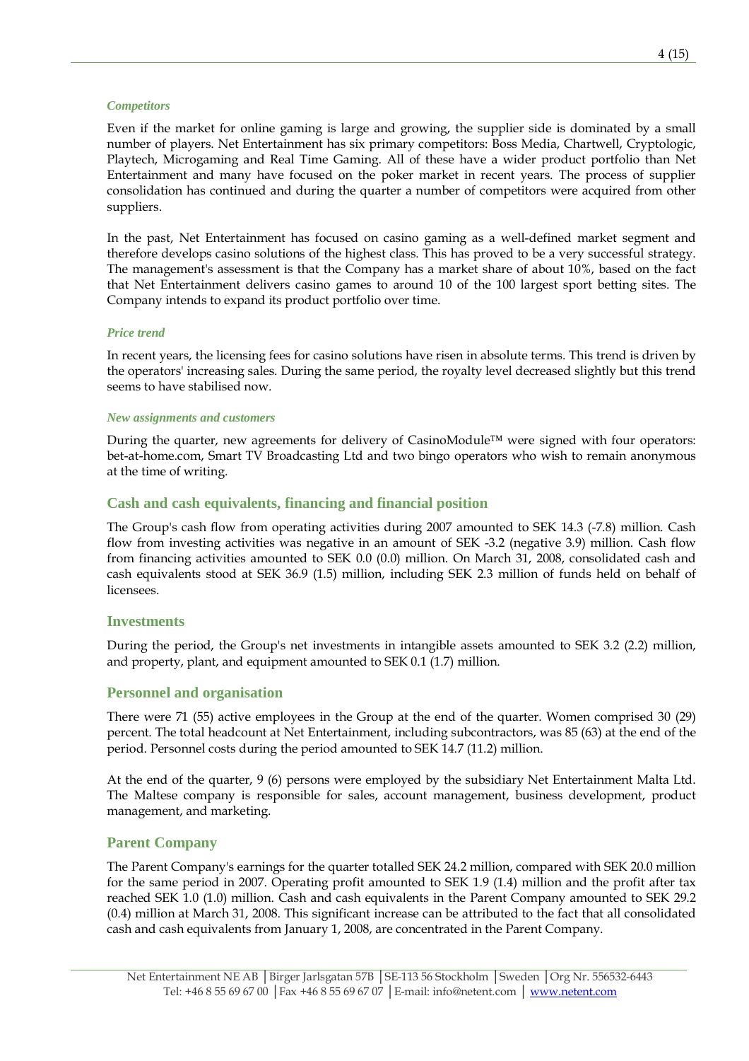### *Competitors*

Even if the market for online gaming is large and growing, the supplier side is dominated by a small number of players. Net Entertainment has six primary competitors: Boss Media, Chartwell, Cryptologic, Playtech, Microgaming and Real Time Gaming. All of these have a wider product portfolio than Net Entertainment and many have focused on the poker market in recent years. The process of supplier consolidation has continued and during the quarter a number of competitors were acquired from other suppliers.

In the past, Net Entertainment has focused on casino gaming as a well-defined market segment and therefore develops casino solutions of the highest class. This has proved to be a very successful strategy. The management's assessment is that the Company has a market share of about 10%, based on the fact that Net Entertainment delivers casino games to around 10 of the 100 largest sport betting sites. The Company intends to expand its product portfolio over time.

### *Price trend*

In recent years, the licensing fees for casino solutions have risen in absolute terms. This trend is driven by the operators' increasing sales. During the same period, the royalty level decreased slightly but this trend seems to have stabilised now.

### *New assignments and customers*

During the quarter, new agreements for delivery of CasinoModule™ were signed with four operators: bet-at-home.com, Smart TV Broadcasting Ltd and two bingo operators who wish to remain anonymous at the time of writing.

## Cash and cash equivalents, financing and financial position

The Group's cash flow from operating activities during 2007 amounted to SEK 14.3 (-7.8) million. Cash flow from investing activities was negative in an amount of SEK -3.2 (negative 3.9) million. Cash flow from financing activities amounted to SEK 0.0 (0.0) million. On March 31, 2008, consolidated cash and cash equivalents stood at SEK 36.9 (1.5) million, including SEK 2.3 million of funds held on behalf of licensees.

## Investments

During the period, the Group's net investments in intangible assets amounted to SEK 3.2 (2.2) million, and property, plant, and equipment amounted to SEK 0.1 (1.7) million.

## Personnel and organisation

There were 71 (55) active employees in the Group at the end of the quarter. Women comprised 30 (29) percent. The total headcount at Net Entertainment, including subcontractors, was 85 (63) at the end of the period. Personnel costs during the period amounted to SEK 14.7 (11.2) million.

At the end of the quarter, 9 (6) persons were employed by the subsidiary Net Entertainment Malta Ltd. The Maltese company is responsible for sales, account management, business development, product management, and marketing.

## Parent Company

The Parent Company's earnings for the quarter totalled SEK 24.2 million, compared with SEK 20.0 million for the same period in 2007. Operating profit amounted to SEK 1.9 (1.4) million and the profit after tax reached SEK 1.0 (1.0) million. Cash and cash equivalents in the Parent Company amounted to SEK 29.2 (0.4) million at March 31, 2008. This significant increase can be attributed to the fact that all consolidated cash and cash equivalents from January 1, 2008, are concentrated in the Parent Company.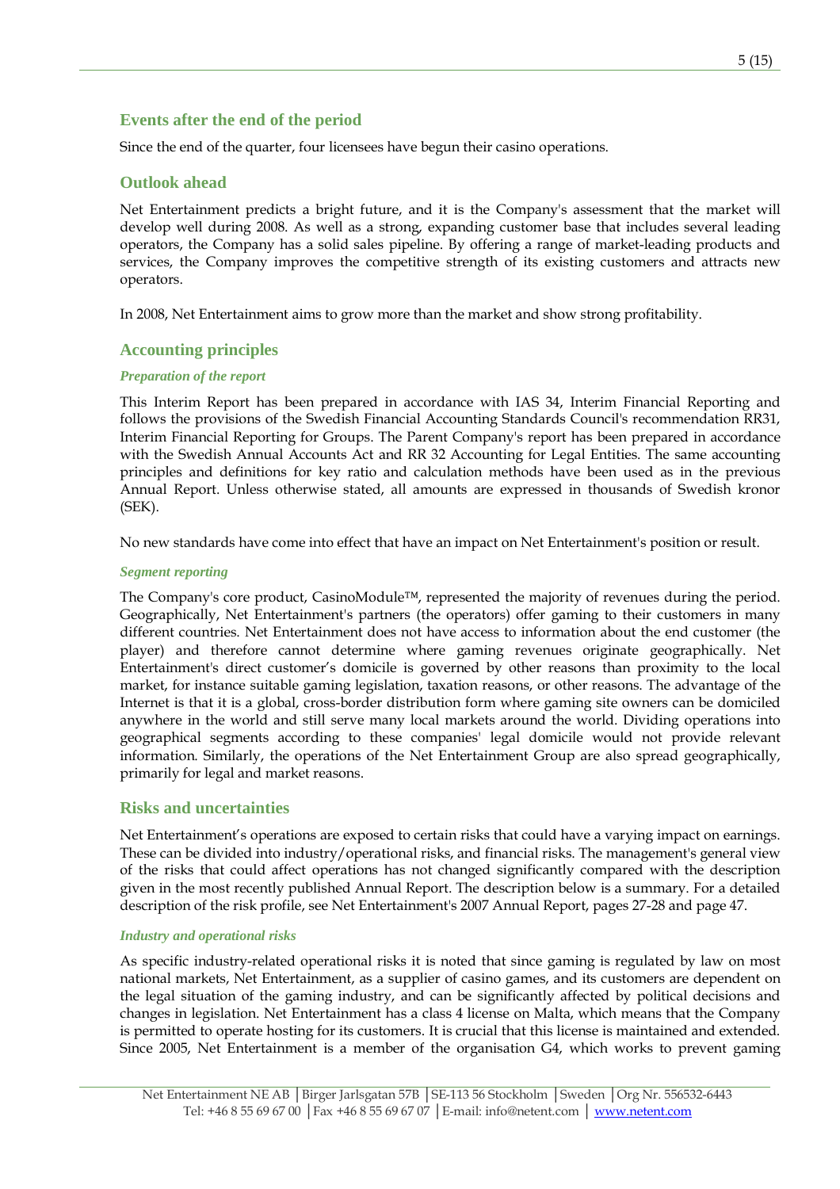## Events after the end of the period

Since the end of the quarter, four licensees have begun their casino operations.

## Outlook ahead

Net Entertainment predicts a bright future, and it is the Company's assessment that the market will develop well during 2008. As well as a strong, expanding customer base that includes several leading operators, the Company has a solid sales pipeline. By offering a range of market-leading products and services, the Company improves the competitive strength of its existing customers and attracts new operators.

In 2008, Net Entertainment aims to grow more than the market and show strong profitability.

## Accounting principles

### *Preparation of the report*

This Interim Report has been prepared in accordance with IAS 34, Interim Financial Reporting and follows the provisions of the Swedish Financial Accounting Standards Council's recommendation RR31, Interim Financial Reporting for Groups. The Parent Company's report has been prepared in accordance with the Swedish Annual Accounts Act and RR 32 Accounting for Legal Entities. The same accounting principles and definitions for key ratio and calculation methods have been used as in the previous Annual Report. Unless otherwise stated, all amounts are expressed in thousands of Swedish kronor (SEK).

No new standards have come into effect that have an impact on Net Entertainment's position or result.

### *Segment reporting*

The Company's core product, CasinoModule™, represented the majority of revenues during the period. Geographically, Net Entertainment's partners (the operators) offer gaming to their customers in many different countries. Net Entertainment does not have access to information about the end customer (the player) and therefore cannot determine where gaming revenues originate geographically. Net Entertainment's direct customer's domicile is governed by other reasons than proximity to the local market, for instance suitable gaming legislation, taxation reasons, or other reasons. The advantage of the Internet is that it is a global, cross-border distribution form where gaming site owners can be domiciled anywhere in the world and still serve many local markets around the world. Dividing operations into geographical segments according to these companies' legal domicile would not provide relevant information. Similarly, the operations of the Net Entertainment Group are also spread geographically, primarily for legal and market reasons.

## Risks and uncertainties

Net Entertainment's operations are exposed to certain risks that could have a varying impact on earnings. These can be divided into industry/operational risks, and financial risks. The management's general view of the risks that could affect operations has not changed significantly compared with the description given in the most recently published Annual Report. The description below is a summary. For a detailed description of the risk profile, see Net Entertainment's 2007 Annual Report, pages 27-28 and page 47.

### *Industry and operational risks*

As specific industry-related operational risks it is noted that since gaming is regulated by law on most national markets, Net Entertainment, as a supplier of casino games, and its customers are dependent on the legal situation of the gaming industry, and can be significantly affected by political decisions and changes in legislation. Net Entertainment has a class 4 license on Malta, which means that the Company is permitted to operate hosting for its customers. It is crucial that this license is maintained and extended. Since 2005, Net Entertainment is a member of the organisation G4, which works to prevent gaming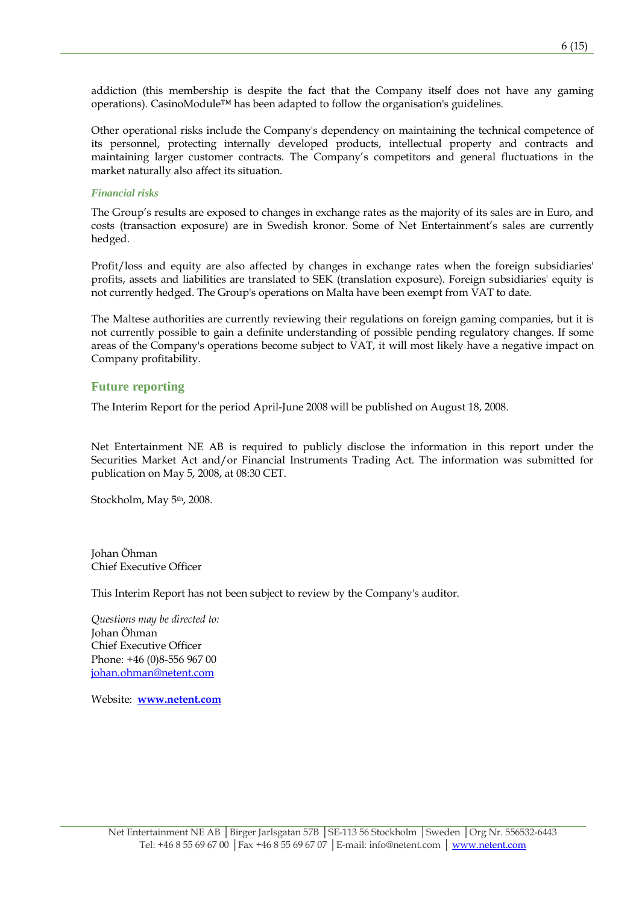addiction (this membership is despite the fact that the Company itself does not have any gaming operations). CasinoModule™ has been adapted to follow the organisation's guidelines.

Other operational risks include the Company's dependency on maintaining the technical competence of its personnel, protecting internally developed products, intellectual property and contracts and maintaining larger customer contracts. The Company's competitors and general fluctuations in the market naturally also affect its situation.

### *Financial risks*

The Group's results are exposed to changes in exchange rates as the majority of its sales are in Euro, and costs (transaction exposure) are in Swedish kronor. Some of Net Entertainment's sales are currently hedged.

Profit/loss and equity are also affected by changes in exchange rates when the foreign subsidiaries' profits, assets and liabilities are translated to SEK (translation exposure). Foreign subsidiaries' equity is not currently hedged. The Group's operations on Malta have been exempt from VAT to date.

The Maltese authorities are currently reviewing their regulations on foreign gaming companies, but it is not currently possible to gain a definite understanding of possible pending regulatory changes. If some areas of the Company's operations become subject to VAT, it will most likely have a negative impact on Company profitability.

## Future reporting

The Interim Report for the period April-June 2008 will be published on August 18, 2008.

Net Entertainment NE AB is required to publicly disclose the information in this report under the Securities Market Act and/or Financial Instruments Trading Act. The information was submitted for publication on May 5, 2008, at 08:30 CET.

Stockholm, May 5th, 2008.

Johan Öhman
Chief Executive Officer

This Interim Report has not been subject to review by the Company's auditor.

*Questions may be directed to:*
Johan Öhman
Chief Executive Officer
Phone: +46 (0)8-556 967 00
johan.ohman@netent.com

Website: **www.netent.com**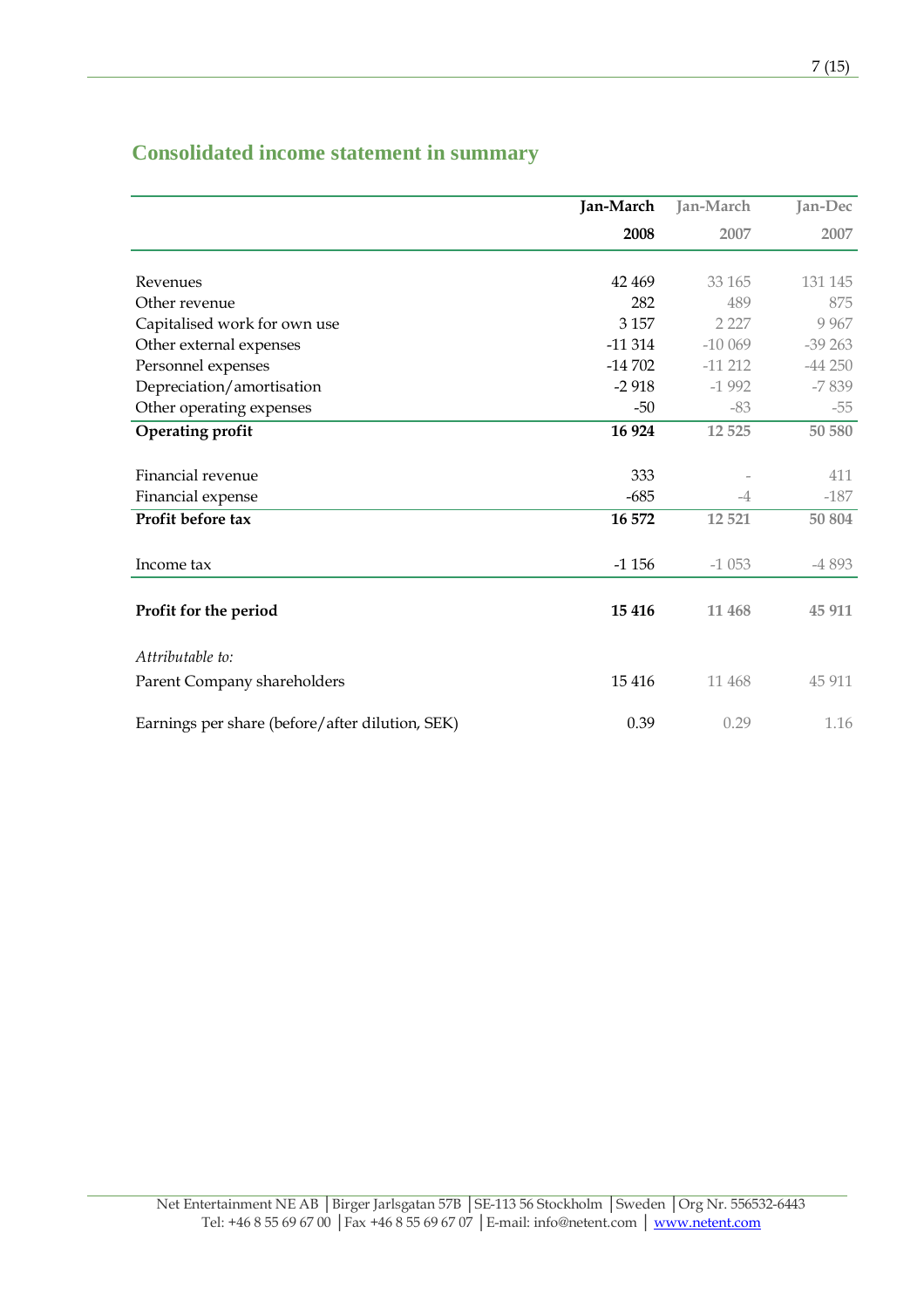## Consolidated income statement in summary

| | Jan-March 2008 | Jan-March 2007 | Jan-Dec 2007 |
|---|---|---|---|
| Revenues | 42 469 | 33 165 | 131 145 |
| Other revenue | 282 | 489 | 875 |
| Capitalised work for own use | 3 157 | 2 227 | 9 967 |
| Other external expenses | -11 314 | -10 069 | -39 263 |
| Personnel expenses | -14 702 | -11 212 | -44 250 |
| Depreciation/amortisation | -2 918 | -1 992 | -7 839 |
| Other operating expenses | -50 | -83 | -55 |
| **Operating profit** | **16 924** | **12 525** | **50 580** |
| Financial revenue | 333 | - | 411 |
| Financial expense | -685 | -4 | -187 |
| **Profit before tax** | **16 572** | **12 521** | **50 804** |
| Income tax | -1 156 | -1 053 | -4 893 |
| **Profit for the period** | **15 416** | **11 468** | **45 911** |
| *Attributable to:* | | | |
| Parent Company shareholders | 15 416 | 11 468 | 45 911 |
| Earnings per share (before/after dilution, SEK) | 0.39 | 0.29 | 1.16 |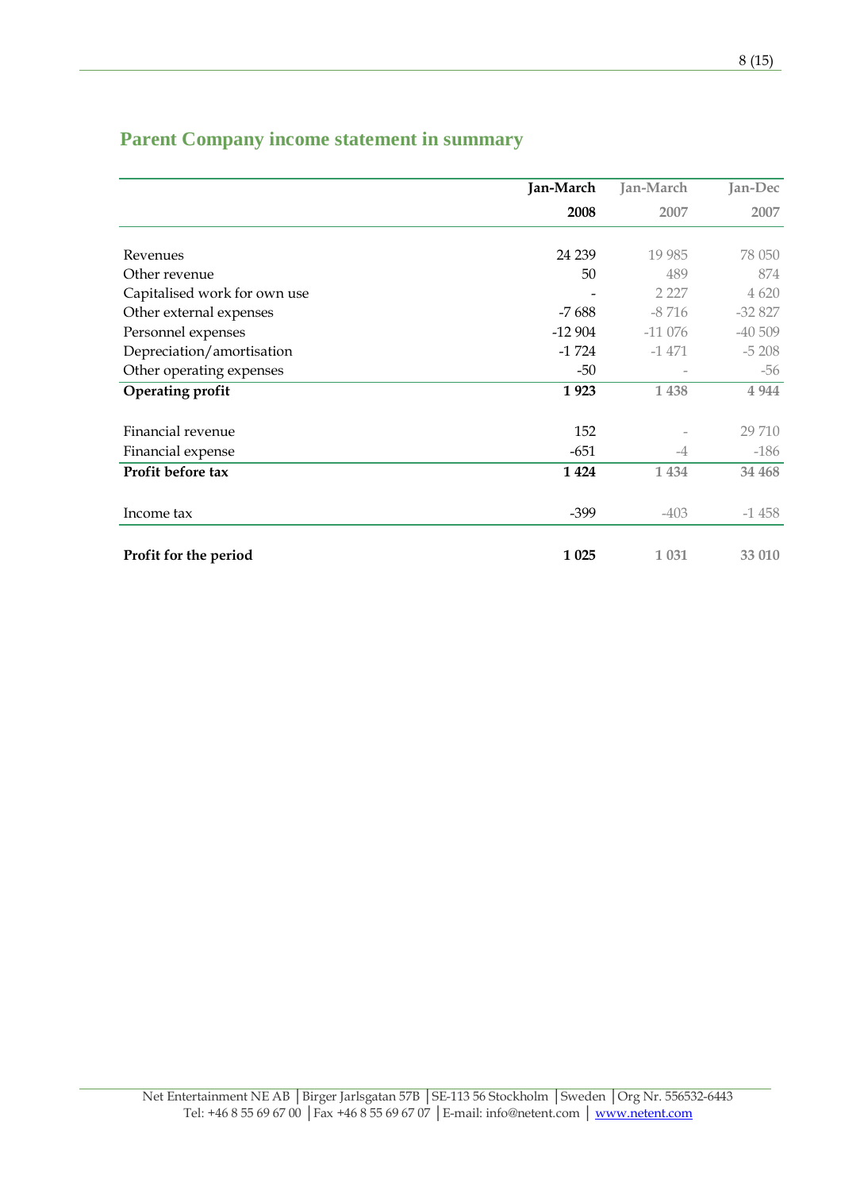## Parent Company income statement in summary

| | Jan-March 2008 | Jan-March 2007 | Jan-Dec 2007 |
|---|---|---|---|
| Revenues | 24 239 | 19 985 | 78 050 |
| Other revenue | 50 | 489 | 874 |
| Capitalised work for own use | - | 2 227 | 4 620 |
| Other external expenses | -7 688 | -8 716 | -32 827 |
| Personnel expenses | -12 904 | -11 076 | -40 509 |
| Depreciation/amortisation | -1 724 | -1 471 | -5 208 |
| Other operating expenses | -50 | - | -56 |
| **Operating profit** | **1 923** | **1 438** | **4 944** |
| | | | |
| Financial revenue | 152 | - | 29 710 |
| Financial expense | -651 | -4 | -186 |
| **Profit before tax** | **1 424** | **1 434** | **34 468** |
| | | | |
| Income tax | -399 | -403 | -1 458 |
| | | | |
| **Profit for the period** | **1 025** | **1 031** | **33 010** |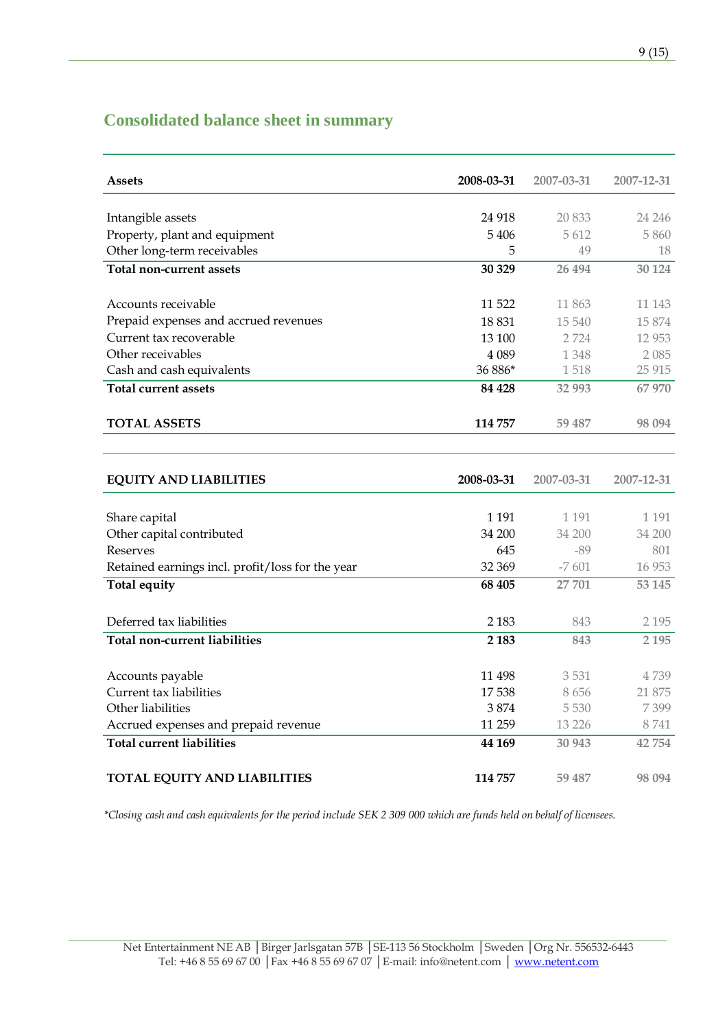## Consolidated balance sheet in summary

| Assets | 2008-03-31 | 2007-03-31 | 2007-12-31 |
|---|---|---|---|
| Intangible assets | 24 918 | 20 833 | 24 246 |
| Property, plant and equipment | 5 406 | 5 612 | 5 860 |
| Other long-term receivables | 5 | 49 | 18 |
| **Total non-current assets** | **30 329** | **26 494** | **30 124** |
| Accounts receivable | 11 522 | 11 863 | 11 143 |
| Prepaid expenses and accrued revenues | 18 831 | 15 540 | 15 874 |
| Current tax recoverable | 13 100 | 2 724 | 12 953 |
| Other receivables | 4 089 | 1 348 | 2 085 |
| Cash and cash equivalents | 36 886* | 1 518 | 25 915 |
| **Total current assets** | **84 428** | **32 993** | **67 970** |
| **TOTAL ASSETS** | **114 757** | **59 487** | **98 094** |

| EQUITY AND LIABILITIES | 2008-03-31 | 2007-03-31 | 2007-12-31 |
|---|---|---|---|
| Share capital | 1 191 | 1 191 | 1 191 |
| Other capital contributed | 34 200 | 34 200 | 34 200 |
| Reserves | 645 | -89 | 801 |
| Retained earnings incl. profit/loss for the year | 32 369 | -7 601 | 16 953 |
| **Total equity** | **68 405** | **27 701** | **53 145** |
| Deferred tax liabilities | 2 183 | 843 | 2 195 |
| **Total non-current liabilities** | **2 183** | **843** | **2 195** |
| Accounts payable | 11 498 | 3 531 | 4 739 |
| Current tax liabilities | 17 538 | 8 656 | 21 875 |
| Other liabilities | 3 874 | 5 530 | 7 399 |
| Accrued expenses and prepaid revenue | 11 259 | 13 226 | 8 741 |
| **Total current liabilities** | **44 169** | **30 943** | **42 754** |
| **TOTAL EQUITY AND LIABILITIES** | **114 757** | **59 487** | **98 094** |

*\*Closing cash and cash equivalents for the period include SEK 2 309 000 which are funds held on behalf of licensees.*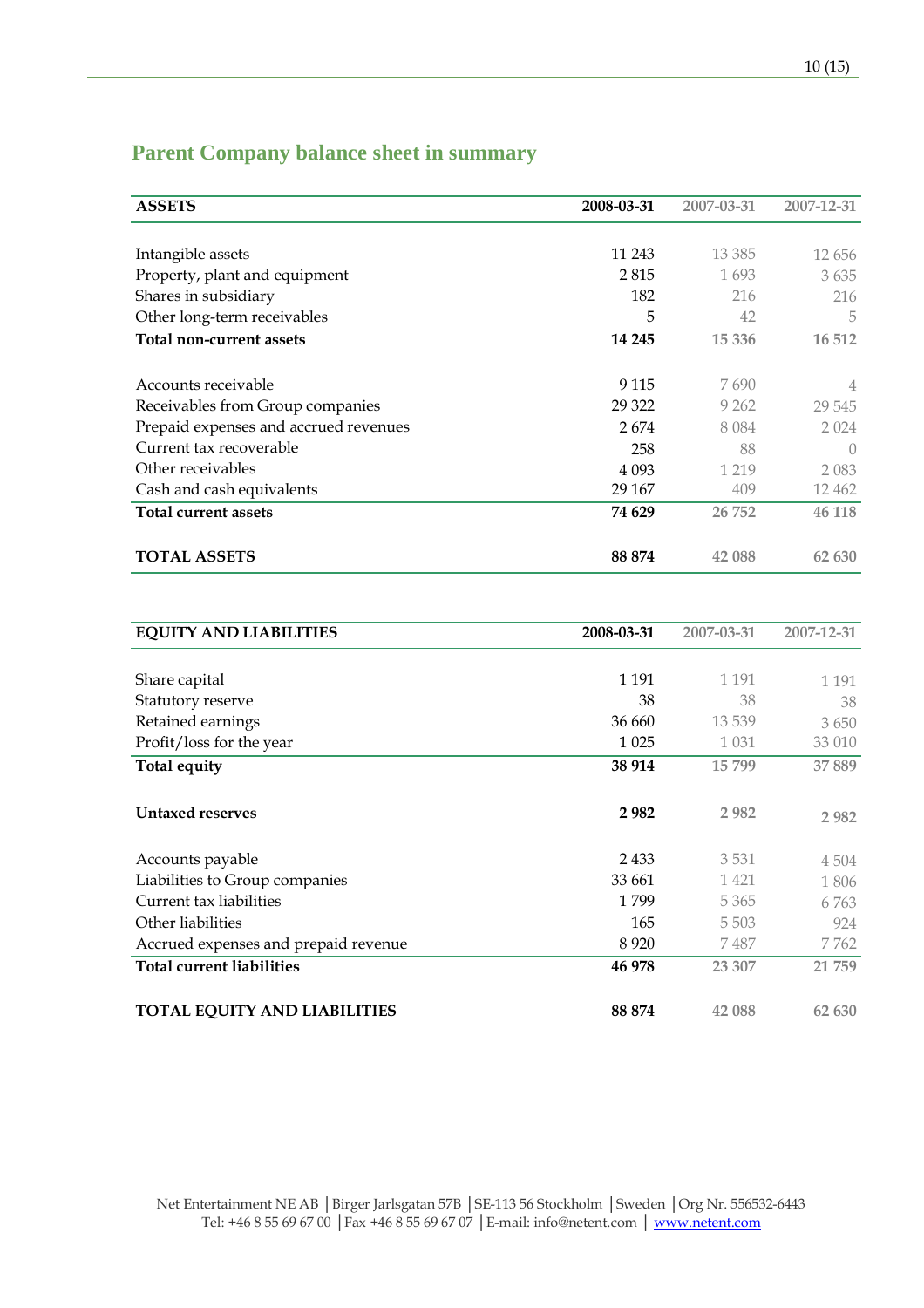## Parent Company balance sheet in summary

| **ASSETS** | **2008-03-31** | 2007-03-31 | 2007-12-31 |
|---|---|---|---|
| Intangible assets | 11 243 | 13 385 | 12 656 |
| Property, plant and equipment | 2 815 | 1 693 | 3 635 |
| Shares in subsidiary | 182 | 216 | 216 |
| Other long-term receivables | 5 | 42 | 5 |
| **Total non-current assets** | **14 245** | **15 336** | **16 512** |
| | | | |
| Accounts receivable | 9 115 | 7 690 | 4 |
| Receivables from Group companies | 29 322 | 9 262 | 29 545 |
| Prepaid expenses and accrued revenues | 2 674 | 8 084 | 2 024 |
| Current tax recoverable | 258 | 88 | 0 |
| Other receivables | 4 093 | 1 219 | 2 083 |
| Cash and cash equivalents | 29 167 | 409 | 12 462 |
| **Total current assets** | **74 629** | **26 752** | **46 118** |
| | | | |
| **TOTAL ASSETS** | **88 874** | **42 088** | **62 630** |

| **EQUITY AND LIABILITIES** | **2008-03-31** | 2007-03-31 | 2007-12-31 |
|---|---|---|---|
| Share capital | 1 191 | 1 191 | 1 191 |
| Statutory reserve | 38 | 38 | 38 |
| Retained earnings | 36 660 | 13 539 | 3 650 |
| Profit/loss for the year | 1 025 | 1 031 | 33 010 |
| **Total equity** | **38 914** | **15 799** | **37 889** |
| | | | |
| **Untaxed reserves** | **2 982** | **2 982** | **2 982** |
| | | | |
| Accounts payable | 2 433 | 3 531 | 4 504 |
| Liabilities to Group companies | 33 661 | 1 421 | 1 806 |
| Current tax liabilities | 1 799 | 5 365 | 6 763 |
| Other liabilities | 165 | 5 503 | 924 |
| Accrued expenses and prepaid revenue | 8 920 | 7 487 | 7 762 |
| **Total current liabilities** | **46 978** | **23 307** | **21 759** |
| | | | |
| **TOTAL EQUITY AND LIABILITIES** | **88 874** | **42 088** | **62 630** |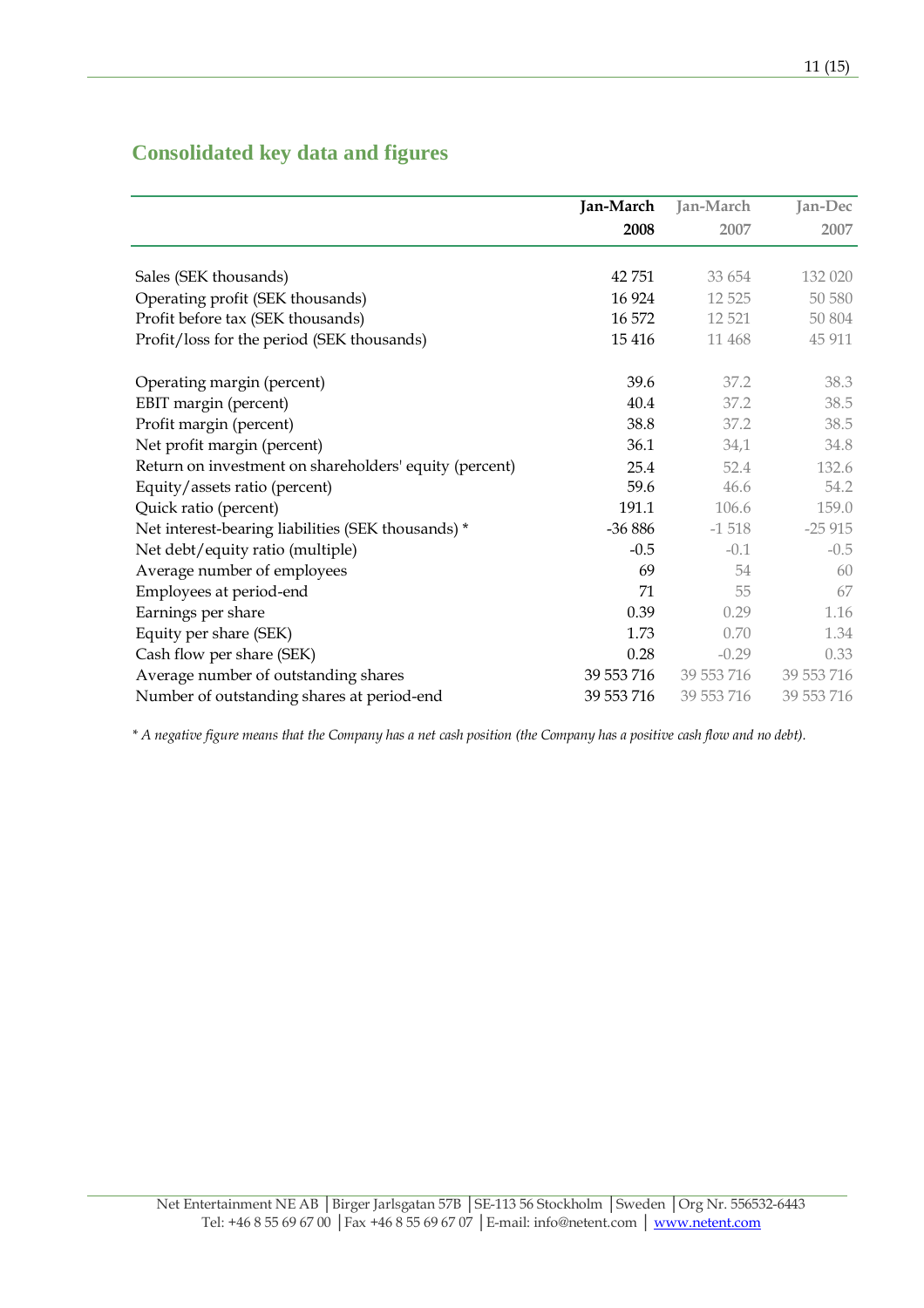## Consolidated key data and figures

| | Jan-March 2008 | Jan-March 2007 | Jan-Dec 2007 |
|---|---|---|---|
| Sales (SEK thousands) | 42 751 | 33 654 | 132 020 |
| Operating profit (SEK thousands) | 16 924 | 12 525 | 50 580 |
| Profit before tax (SEK thousands) | 16 572 | 12 521 | 50 804 |
| Profit/loss for the period (SEK thousands) | 15 416 | 11 468 | 45 911 |
| | | | |
| Operating margin (percent) | 39.6 | 37.2 | 38.3 |
| EBIT margin (percent) | 40.4 | 37.2 | 38.5 |
| Profit margin (percent) | 38.8 | 37.2 | 38.5 |
| Net profit margin (percent) | 36.1 | 34,1 | 34.8 |
| Return on investment on shareholders' equity (percent) | 25.4 | 52.4 | 132.6 |
| Equity/assets ratio (percent) | 59.6 | 46.6 | 54.2 |
| Quick ratio (percent) | 191.1 | 106.6 | 159.0 |
| Net interest-bearing liabilities (SEK thousands) * | -36 886 | -1 518 | -25 915 |
| Net debt/equity ratio (multiple) | -0.5 | -0.1 | -0.5 |
| Average number of employees | 69 | 54 | 60 |
| Employees at period-end | 71 | 55 | 67 |
| Earnings per share | 0.39 | 0.29 | 1.16 |
| Equity per share (SEK) | 1.73 | 0.70 | 1.34 |
| Cash flow per share (SEK) | 0.28 | -0.29 | 0.33 |
| Average number of outstanding shares | 39 553 716 | 39 553 716 | 39 553 716 |
| Number of outstanding shares at period-end | 39 553 716 | 39 553 716 | 39 553 716 |

*\* A negative figure means that the Company has a net cash position (the Company has a positive cash flow and no debt).*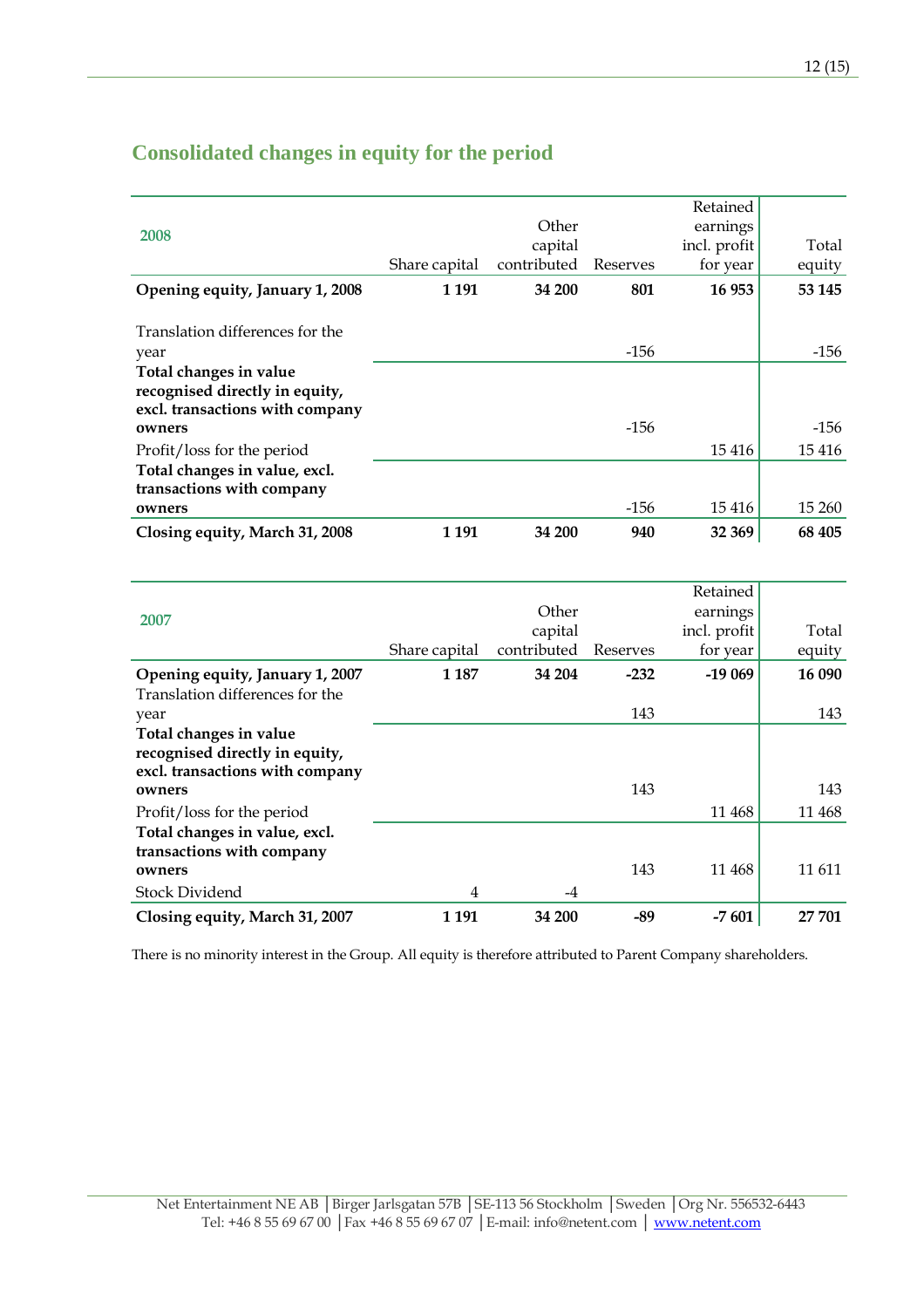## Consolidated changes in equity for the period

| 2008 | Share capital | Other capital contributed | Reserves | Retained earnings incl. profit for year | Total equity |
|---|---|---|---|---|---|
| **Opening equity, January 1, 2008** | **1 191** | **34 200** | **801** | **16 953** | **53 145** |
| Translation differences for the year | | | -156 | | -156 |
| **Total changes in value recognised directly in equity, excl. transactions with company owners** | | | -156 | | -156 |
| Profit/loss for the period | | | | 15 416 | 15 416 |
| **Total changes in value, excl. transactions with company owners** | | | -156 | 15 416 | 15 260 |
| **Closing equity, March 31, 2008** | **1 191** | **34 200** | **940** | **32 369** | **68 405** |

| 2007 | Share capital | Other capital contributed | Reserves | Retained earnings incl. profit for year | Total equity |
|---|---|---|---|---|---|
| **Opening equity, January 1, 2007** | **1 187** | **34 204** | **-232** | **-19 069** | **16 090** |
| Translation differences for the year | | | 143 | | 143 |
| **Total changes in value recognised directly in equity, excl. transactions with company owners** | | | 143 | | 143 |
| Profit/loss for the period | | | | 11 468 | 11 468 |
| **Total changes in value, excl. transactions with company owners** | | | 143 | 11 468 | 11 611 |
| Stock Dividend | 4 | -4 | | | |
| **Closing equity, March 31, 2007** | **1 191** | **34 200** | **-89** | **-7 601** | **27 701** |

There is no minority interest in the Group. All equity is therefore attributed to Parent Company shareholders.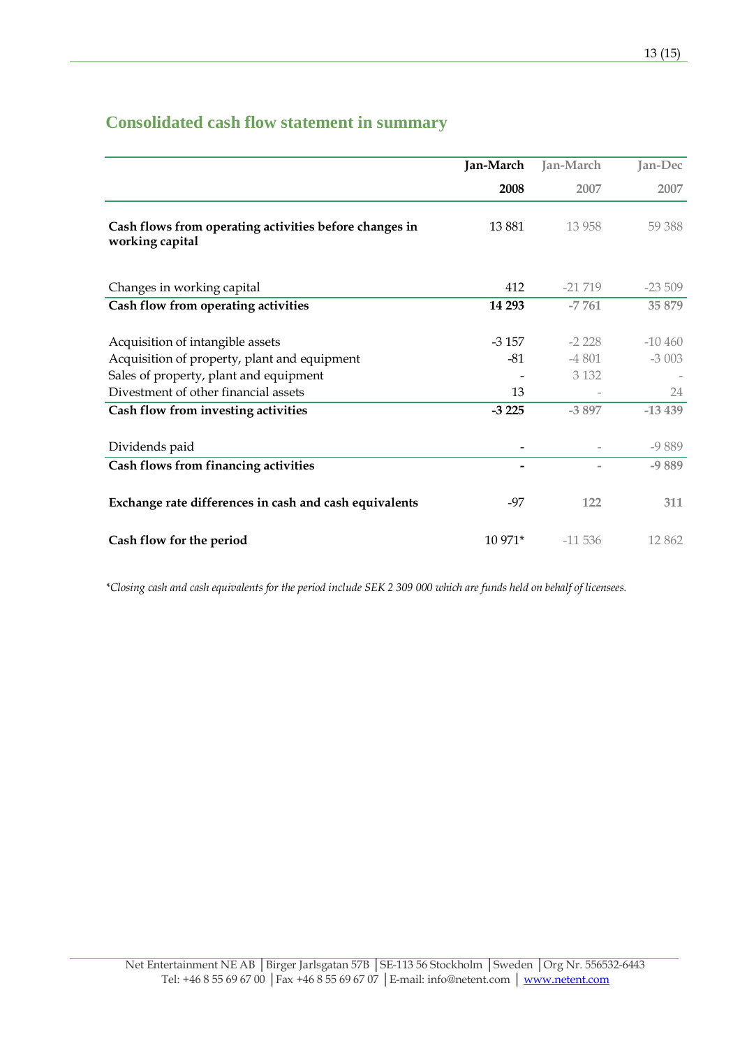## Consolidated cash flow statement in summary

| | Jan-March 2008 | Jan-March 2007 | Jan-Dec 2007 |
|---|---|---|---|
| **Cash flows from operating activities before changes in working capital** | 13 881 | 13 958 | 59 388 |
| Changes in working capital | 412 | -21 719 | -23 509 |
| **Cash flow from operating activities** | **14 293** | **-7 761** | **35 879** |
| Acquisition of intangible assets | -3 157 | -2 228 | -10 460 |
| Acquisition of property, plant and equipment | -81 | -4 801 | -3 003 |
| Sales of property, plant and equipment | - | 3 132 | - |
| Divestment of other financial assets | 13 | - | 24 |
| **Cash flow from investing activities** | **-3 225** | **-3 897** | **-13 439** |
| Dividends paid | - | - | -9 889 |
| **Cash flows from financing activities** | **-** | **-** | **-9 889** |
| **Exchange rate differences in cash and cash equivalents** | -97 | 122 | 311 |
| **Cash flow for the period** | 10 971* | -11 536 | 12 862 |

*\*Closing cash and cash equivalents for the period include SEK 2 309 000 which are funds held on behalf of licensees.*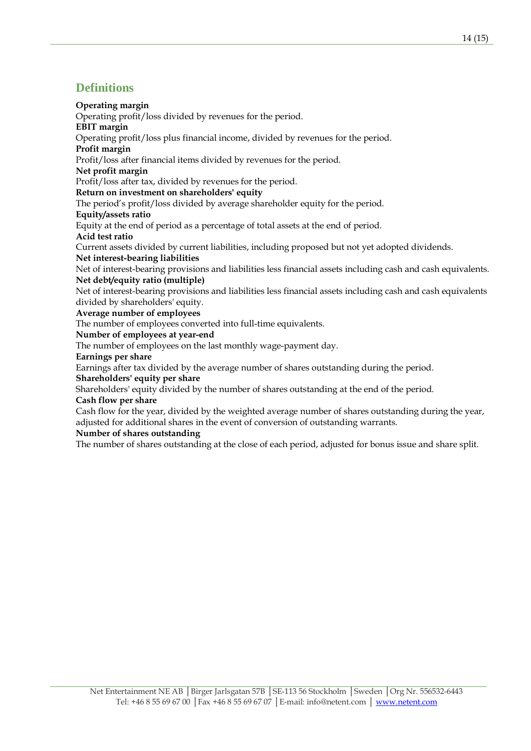## Definitions

**Operating margin**
Operating profit/loss divided by revenues for the period.
**EBIT margin**
Operating profit/loss plus financial income, divided by revenues for the period.
**Profit margin**
Profit/loss after financial items divided by revenues for the period.
**Net profit margin**
Profit/loss after tax, divided by revenues for the period.
**Return on investment on shareholders' equity**
The period's profit/loss divided by average shareholder equity for the period.
**Equity/assets ratio**
Equity at the end of period as a percentage of total assets at the end of period.
**Acid test ratio**
Current assets divided by current liabilities, including proposed but not yet adopted dividends.
**Net interest-bearing liabilities**
Net of interest-bearing provisions and liabilities less financial assets including cash and cash equivalents.
**Net debt/equity ratio (multiple)**
Net of interest-bearing provisions and liabilities less financial assets including cash and cash equivalents divided by shareholders' equity.
**Average number of employees**
The number of employees converted into full-time equivalents.
**Number of employees at year-end**
The number of employees on the last monthly wage-payment day.
**Earnings per share**
Earnings after tax divided by the average number of shares outstanding during the period.
**Shareholders' equity per share**
Shareholders' equity divided by the number of shares outstanding at the end of the period.
**Cash flow per share**
Cash flow for the year, divided by the weighted average number of shares outstanding during the year, adjusted for additional shares in the event of conversion of outstanding warrants.
**Number of shares outstanding**
The number of shares outstanding at the close of each period, adjusted for bonus issue and share split.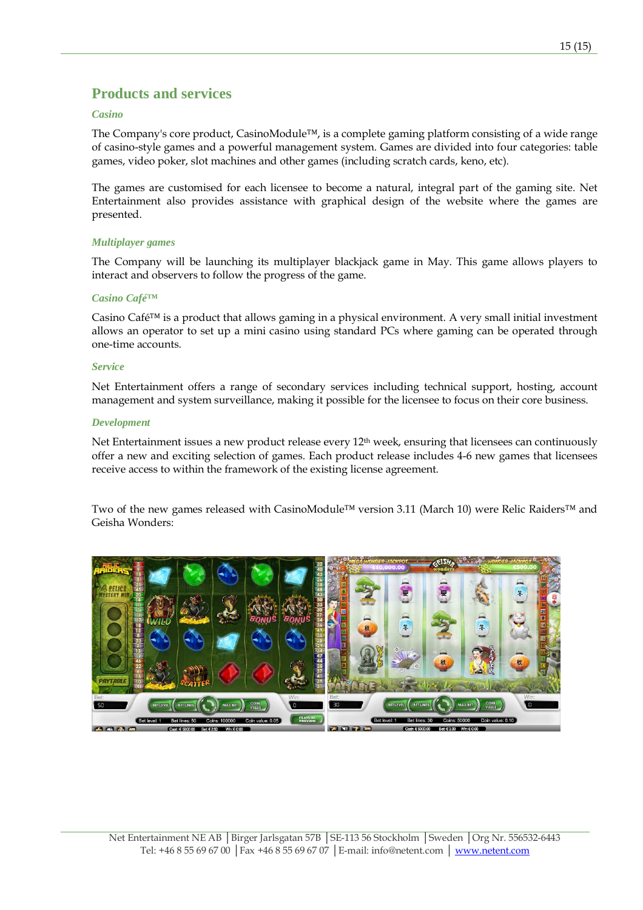## Products and services

### *Casino*

The Company's core product, CasinoModule™, is a complete gaming platform consisting of a wide range of casino-style games and a powerful management system. Games are divided into four categories: table games, video poker, slot machines and other games (including scratch cards, keno, etc).

The games are customised for each licensee to become a natural, integral part of the gaming site. Net Entertainment also provides assistance with graphical design of the website where the games are presented.

### *Multiplayer games*

The Company will be launching its multiplayer blackjack game in May. This game allows players to interact and observers to follow the progress of the game.

### *Casino Café™*

Casino Café™ is a product that allows gaming in a physical environment. A very small initial investment allows an operator to set up a mini casino using standard PCs where gaming can be operated through one-time accounts.

### *Service*

Net Entertainment offers a range of secondary services including technical support, hosting, account management and system surveillance, making it possible for the licensee to focus on their core business.

### *Development*

Net Entertainment issues a new product release every 12th week, ensuring that licensees can continuously offer a new and exciting selection of games. Each product release includes 4-6 new games that licensees receive access to within the framework of the existing license agreement.

Two of the new games released with CasinoModule™ version 3.11 (March 10) were Relic Raiders™ and Geisha Wonders:

Net Entertainment NE AB | Birger Jarlsgatan 57B | SE-113 56 Stockholm | Sweden | Org Nr. 556532-6443
Tel: +46 8 55 69 67 00 | Fax +46 8 55 69 67 07 | E-mail: info@netent.com | www.netent.com